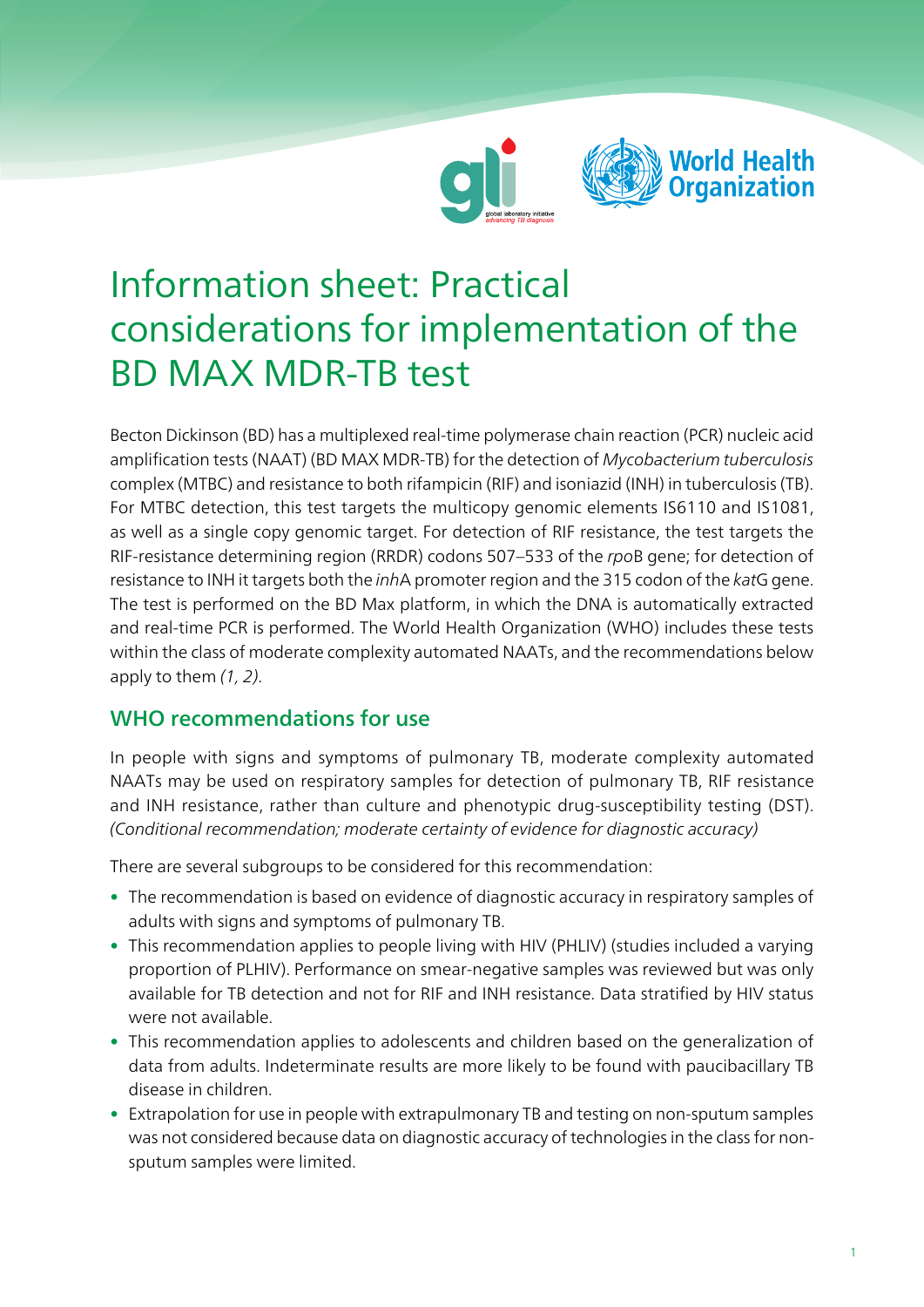# Information sheet: Practical considerations for implementation of the BD MAX MDR-TB test

Becton Dickinson (BD) has a multiplexed real-time polymerase chain reaction (PCR) nucleic acid amplification tests (NAAT) (BD MAX MDR-TB) for the detection of *Mycobacterium tuberculosis* complex (MTBC) and resistance to both rifampicin (RIF) and isoniazid (INH) in tuberculosis (TB). For MTBC detection, this test targets the multicopy genomic elements IS6110 and IS1081, as well as a single copy genomic target. For detection of RIF resistance, the test targets the RIF-resistance determining region (RRDR) codons 507–533 of the *rpo*B gene; for detection of resistance to INH it targets both the *inh*A promoter region and the 315 codon of the *kat*G gene. The test is performed on the BD Max platform, in which the DNA is automatically extracted and real-time PCR is performed. The World Health Organization (WHO) includes these tests within the class of moderate complexity automated NAATs, and the recommendations below apply to them *(1, 2)*.

## WHO recommendations for use

In people with signs and symptoms of pulmonary TB, moderate complexity automated NAATs may be used on respiratory samples for detection of pulmonary TB, RIF resistance and INH resistance, rather than culture and phenotypic drug-susceptibility testing (DST). *(Conditional recommendation; moderate certainty of evidence for diagnostic accuracy)*

There are several subgroups to be considered for this recommendation:

- The recommendation is based on evidence of diagnostic accuracy in respiratory samples of adults with signs and symptoms of pulmonary TB.
- This recommendation applies to people living with HIV (PHLIV) (studies included a varying proportion of PLHIV). Performance on smear-negative samples was reviewed but was only available for TB detection and not for RIF and INH resistance. Data stratified by HIV status were not available.
- This recommendation applies to adolescents and children based on the generalization of data from adults. Indeterminate results are more likely to be found with paucibacillary TB disease in children.
- Extrapolation for use in people with extrapulmonary TB and testing on non-sputum samples was not considered because data on diagnostic accuracy of technologies in the class for non-sputum samples were limited.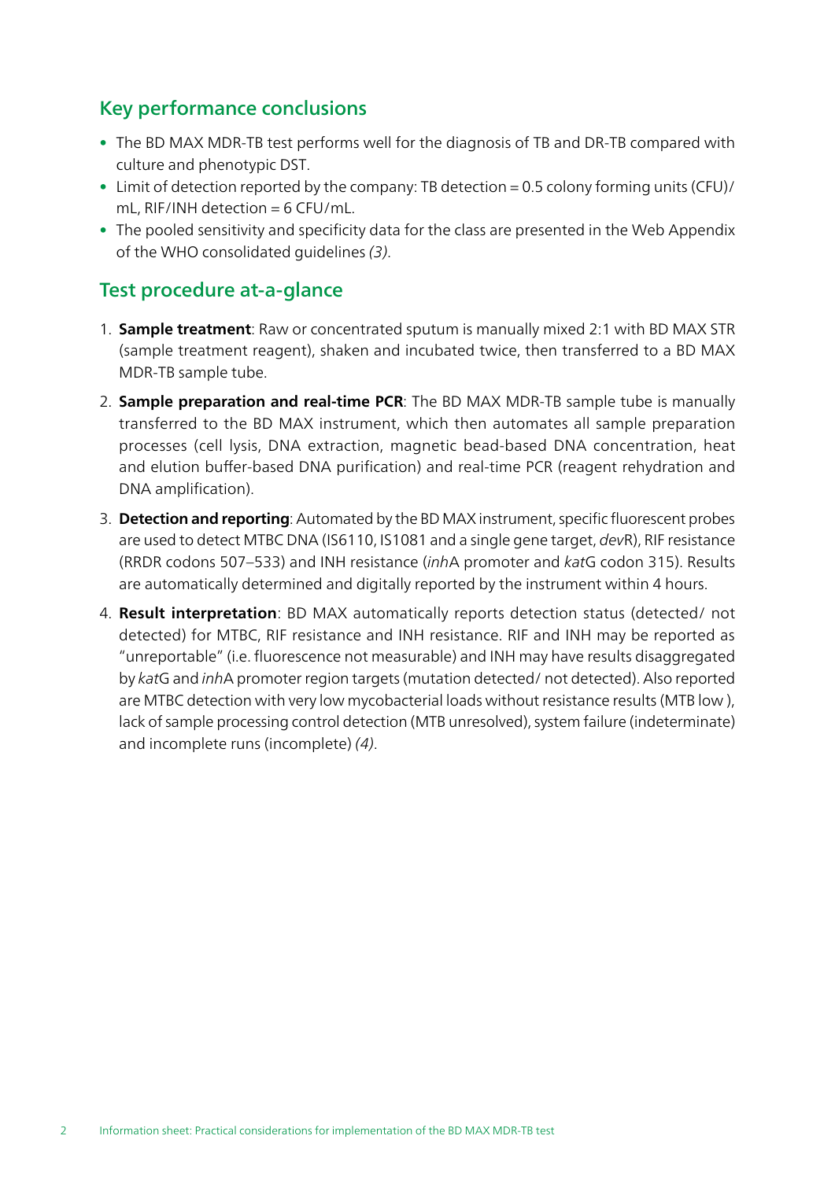## Key performance conclusions

- The BD MAX MDR-TB test performs well for the diagnosis of TB and DR-TB compared with culture and phenotypic DST.
- Limit of detection reported by the company: TB detection = 0.5 colony forming units (CFU)/mL, RIF/INH detection = 6 CFU/mL.
- The pooled sensitivity and specificity data for the class are presented in the Web Appendix of the WHO consolidated guidelines *(3)*.

## Test procedure at-a-glance

1. **Sample treatment**: Raw or concentrated sputum is manually mixed 2:1 with BD MAX STR (sample treatment reagent), shaken and incubated twice, then transferred to a BD MAX MDR-TB sample tube.
2. **Sample preparation and real-time PCR**: The BD MAX MDR-TB sample tube is manually transferred to the BD MAX instrument, which then automates all sample preparation processes (cell lysis, DNA extraction, magnetic bead-based DNA concentration, heat and elution buffer-based DNA purification) and real-time PCR (reagent rehydration and DNA amplification).
3. **Detection and reporting**: Automated by the BD MAX instrument, specific fluorescent probes are used to detect MTBC DNA (IS6110, IS1081 and a single gene target, *dev*R), RIF resistance (RRDR codons 507–533) and INH resistance (*inh*A promoter and *kat*G codon 315). Results are automatically determined and digitally reported by the instrument within 4 hours.
4. **Result interpretation**: BD MAX automatically reports detection status (detected/ not detected) for MTBC, RIF resistance and INH resistance. RIF and INH may be reported as "unreportable" (i.e. fluorescence not measurable) and INH may have results disaggregated by *kat*G and *inh*A promoter region targets (mutation detected/ not detected). Also reported are MTBC detection with very low mycobacterial loads without resistance results (MTB low ), lack of sample processing control detection (MTB unresolved), system failure (indeterminate) and incomplete runs (incomplete) *(4)*.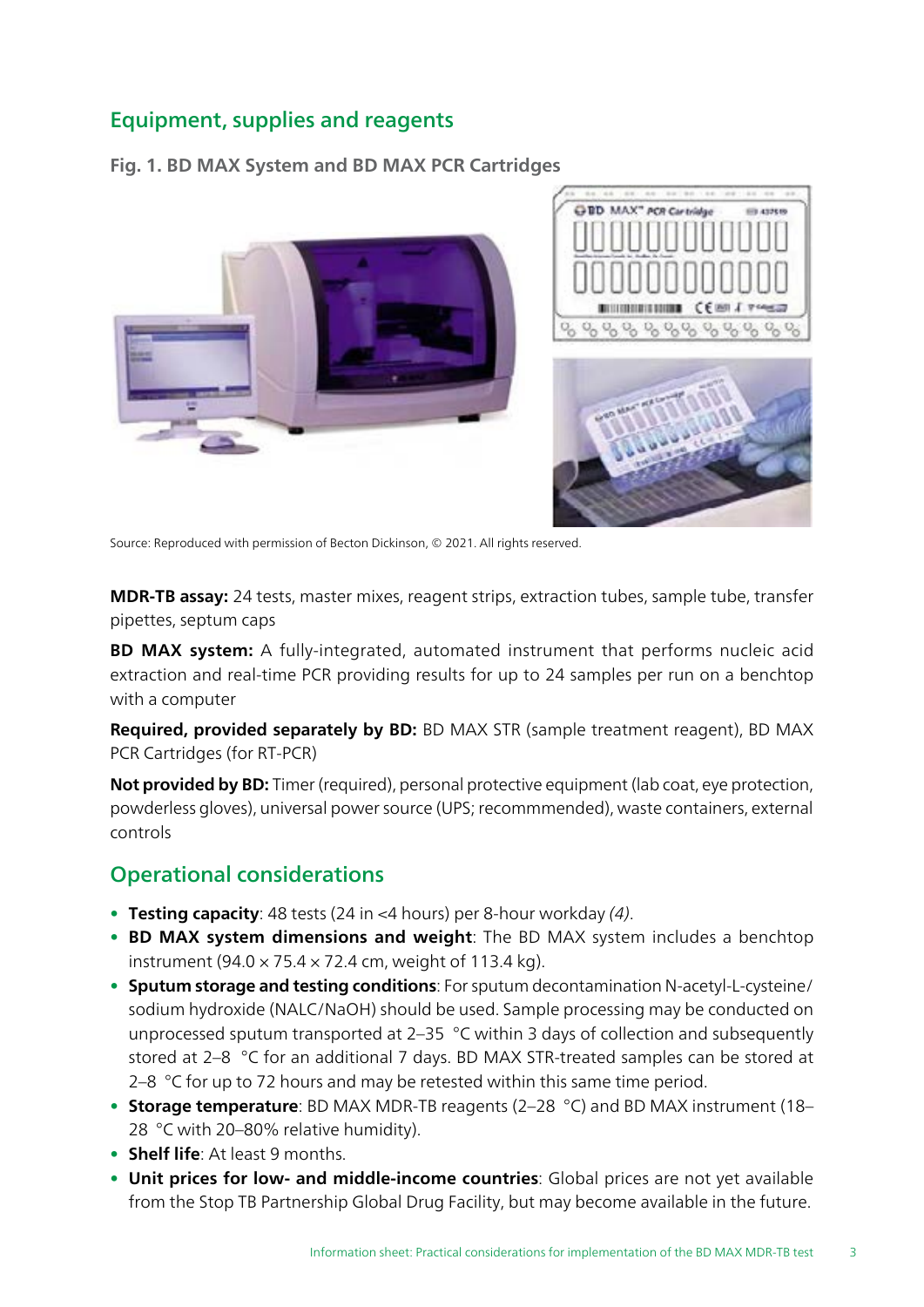## Equipment, supplies and reagents

**Fig. 1. BD MAX System and BD MAX PCR Cartridges**

Source: Reproduced with permission of Becton Dickinson, © 2021. All rights reserved.

**MDR-TB assay:** 24 tests, master mixes, reagent strips, extraction tubes, sample tube, transfer pipettes, septum caps

**BD MAX system:** A fully-integrated, automated instrument that performs nucleic acid extraction and real-time PCR providing results for up to 24 samples per run on a benchtop with a computer

**Required, provided separately by BD:** BD MAX STR (sample treatment reagent), BD MAX PCR Cartridges (for RT-PCR)

**Not provided by BD:** Timer (required), personal protective equipment (lab coat, eye protection, powderless gloves), universal power source (UPS; recommmended), waste containers, external controls

## Operational considerations

- **Testing capacity**: 48 tests (24 in <4 hours) per 8-hour workday *(4)*.
- **BD MAX system dimensions and weight**: The BD MAX system includes a benchtop instrument (94.0 × 75.4 × 72.4 cm, weight of 113.4 kg).
- **Sputum storage and testing conditions**: For sputum decontamination N-acetyl-L-cysteine/ sodium hydroxide (NALC/NaOH) should be used. Sample processing may be conducted on unprocessed sputum transported at 2–35 °C within 3 days of collection and subsequently stored at 2–8 °C for an additional 7 days. BD MAX STR-treated samples can be stored at 2–8 °C for up to 72 hours and may be retested within this same time period.
- **Storage temperature**: BD MAX MDR-TB reagents (2–28 °C) and BD MAX instrument (18–28 °C with 20–80% relative humidity).
- **Shelf life**: At least 9 months.
- **Unit prices for low- and middle-income countries**: Global prices are not yet available from the Stop TB Partnership Global Drug Facility, but may become available in the future.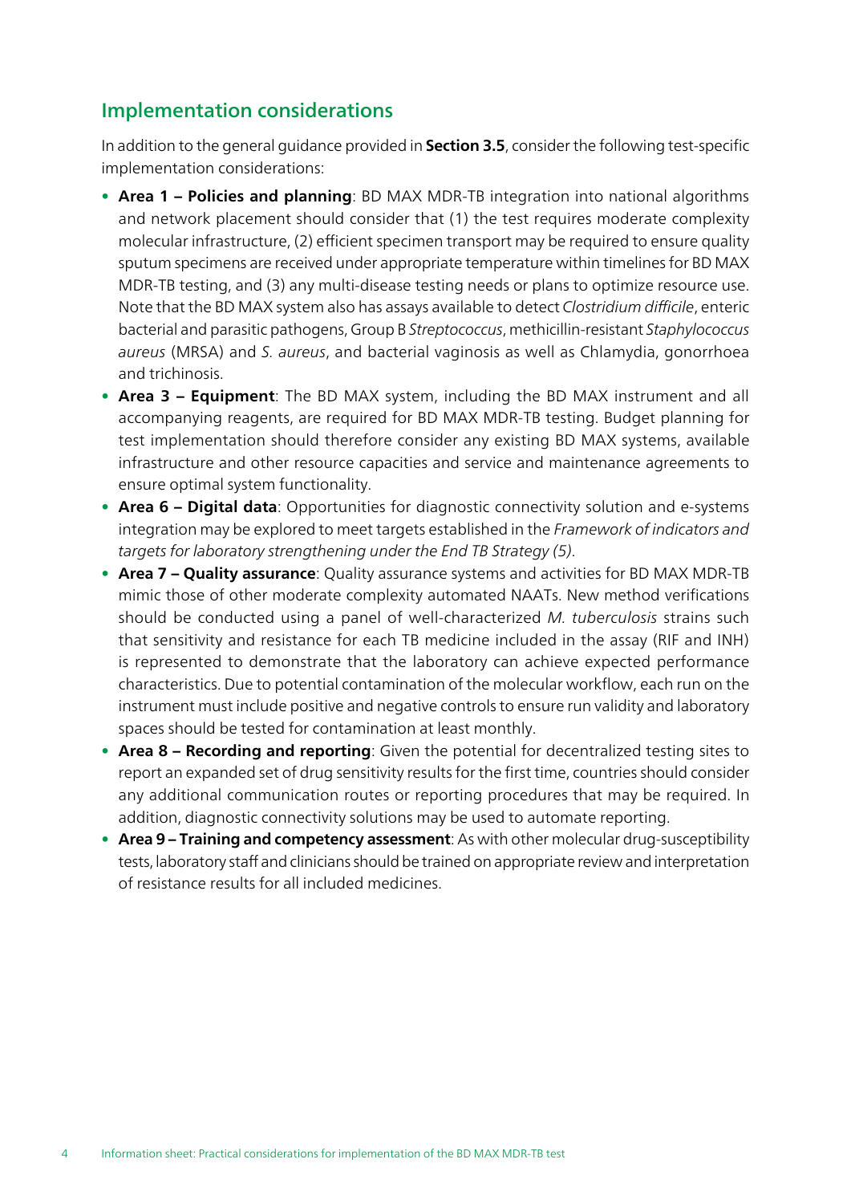## Implementation considerations

In addition to the general guidance provided in **Section 3.5**, consider the following test-specific implementation considerations:

- **Area 1 – Policies and planning**: BD MAX MDR-TB integration into national algorithms and network placement should consider that (1) the test requires moderate complexity molecular infrastructure, (2) efficient specimen transport may be required to ensure quality sputum specimens are received under appropriate temperature within timelines for BD MAX MDR-TB testing, and (3) any multi-disease testing needs or plans to optimize resource use. Note that the BD MAX system also has assays available to detect *Clostridium difficile*, enteric bacterial and parasitic pathogens, Group B *Streptococcus*, methicillin-resistant *Staphylococcus aureus* (MRSA) and *S. aureus*, and bacterial vaginosis as well as Chlamydia, gonorrhoea and trichinosis.
- **Area 3 – Equipment**: The BD MAX system, including the BD MAX instrument and all accompanying reagents, are required for BD MAX MDR-TB testing. Budget planning for test implementation should therefore consider any existing BD MAX systems, available infrastructure and other resource capacities and service and maintenance agreements to ensure optimal system functionality.
- **Area 6 – Digital data**: Opportunities for diagnostic connectivity solution and e-systems integration may be explored to meet targets established in the *Framework of indicators and targets for laboratory strengthening under the End TB Strategy (5)*.
- **Area 7 – Quality assurance**: Quality assurance systems and activities for BD MAX MDR-TB mimic those of other moderate complexity automated NAATs. New method verifications should be conducted using a panel of well-characterized *M. tuberculosis* strains such that sensitivity and resistance for each TB medicine included in the assay (RIF and INH) is represented to demonstrate that the laboratory can achieve expected performance characteristics. Due to potential contamination of the molecular workflow, each run on the instrument must include positive and negative controls to ensure run validity and laboratory spaces should be tested for contamination at least monthly.
- **Area 8 – Recording and reporting**: Given the potential for decentralized testing sites to report an expanded set of drug sensitivity results for the first time, countries should consider any additional communication routes or reporting procedures that may be required. In addition, diagnostic connectivity solutions may be used to automate reporting.
- **Area 9 – Training and competency assessment**: As with other molecular drug-susceptibility tests, laboratory staff and clinicians should be trained on appropriate review and interpretation of resistance results for all included medicines.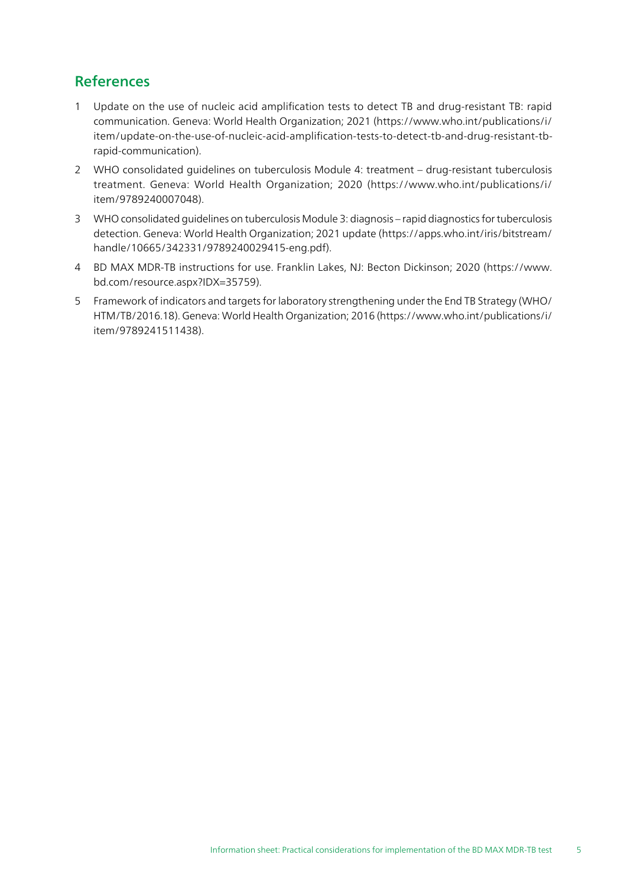## References

1. Update on the use of nucleic acid amplification tests to detect TB and drug-resistant TB: rapid communication. Geneva: World Health Organization; 2021 (https://www.who.int/publications/i/item/update-on-the-use-of-nucleic-acid-amplification-tests-to-detect-tb-and-drug-resistant-tb-rapid-communication).
2. WHO consolidated guidelines on tuberculosis Module 4: treatment – drug-resistant tuberculosis treatment. Geneva: World Health Organization; 2020 (https://www.who.int/publications/i/item/9789240007048).
3. WHO consolidated guidelines on tuberculosis Module 3: diagnosis – rapid diagnostics for tuberculosis detection. Geneva: World Health Organization; 2021 update (https://apps.who.int/iris/bitstream/handle/10665/342331/9789240029415-eng.pdf).
4. BD MAX MDR-TB instructions for use. Franklin Lakes, NJ: Becton Dickinson; 2020 (https://www.bd.com/resource.aspx?IDX=35759).
5. Framework of indicators and targets for laboratory strengthening under the End TB Strategy (WHO/HTM/TB/2016.18). Geneva: World Health Organization; 2016 (https://www.who.int/publications/i/item/9789241511438).